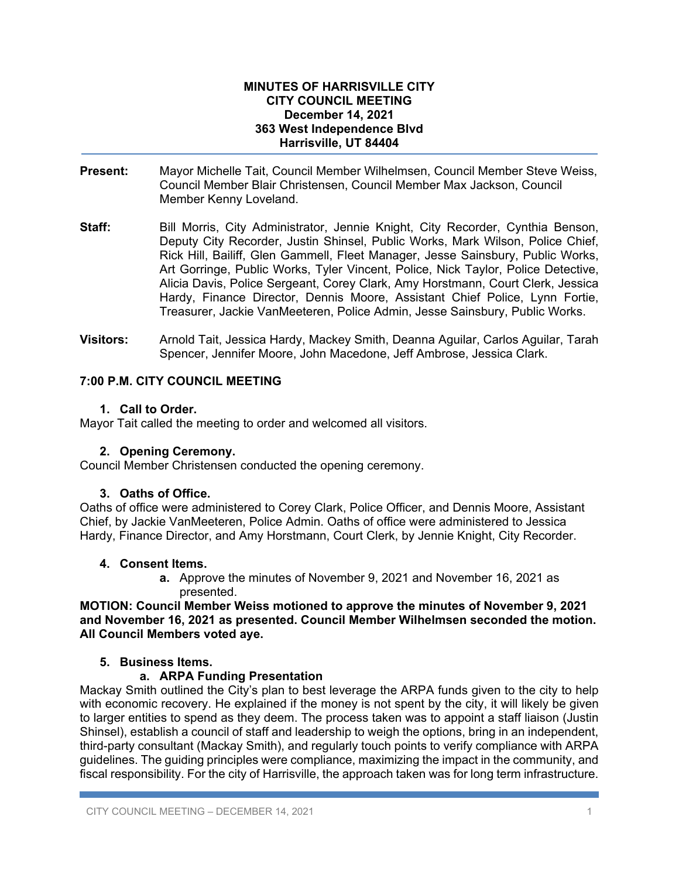**MINUTES OF HARRISVILLE CITY**
**CITY COUNCIL MEETING**
**December 14, 2021**
**363 West Independence Blvd**
**Harrisville, UT 84404**

**Present:** Mayor Michelle Tait, Council Member Wilhelmsen, Council Member Steve Weiss, Council Member Blair Christensen, Council Member Max Jackson, Council Member Kenny Loveland.

**Staff:** Bill Morris, City Administrator, Jennie Knight, City Recorder, Cynthia Benson, Deputy City Recorder, Justin Shinsel, Public Works, Mark Wilson, Police Chief, Rick Hill, Bailiff, Glen Gammell, Fleet Manager, Jesse Sainsbury, Public Works, Art Gorringe, Public Works, Tyler Vincent, Police, Nick Taylor, Police Detective, Alicia Davis, Police Sergeant, Corey Clark, Amy Horstmann, Court Clerk, Jessica Hardy, Finance Director, Dennis Moore, Assistant Chief Police, Lynn Fortie, Treasurer, Jackie VanMeeteren, Police Admin, Jesse Sainsbury, Public Works.

**Visitors:** Arnold Tait, Jessica Hardy, Mackey Smith, Deanna Aguilar, Carlos Aguilar, Tarah Spencer, Jennifer Moore, John Macedone, Jeff Ambrose, Jessica Clark.

## 7:00 P.M. CITY COUNCIL MEETING

### 1. Call to Order.

Mayor Tait called the meeting to order and welcomed all visitors.

### 2. Opening Ceremony.

Council Member Christensen conducted the opening ceremony.

### 3. Oaths of Office.

Oaths of office were administered to Corey Clark, Police Officer, and Dennis Moore, Assistant Chief, by Jackie VanMeeteren, Police Admin. Oaths of office were administered to Jessica Hardy, Finance Director, and Amy Horstmann, Court Clerk, by Jennie Knight, City Recorder.

### 4. Consent Items.

a. Approve the minutes of November 9, 2021 and November 16, 2021 as presented.

**MOTION: Council Member Weiss motioned to approve the minutes of November 9, 2021 and November 16, 2021 as presented. Council Member Wilhelmsen seconded the motion. All Council Members voted aye.**

### 5. Business Items.

#### a. ARPA Funding Presentation

Mackay Smith outlined the City's plan to best leverage the ARPA funds given to the city to help with economic recovery. He explained if the money is not spent by the city, it will likely be given to larger entities to spend as they deem. The process taken was to appoint a staff liaison (Justin Shinsel), establish a council of staff and leadership to weigh the options, bring in an independent, third-party consultant (Mackay Smith), and regularly touch points to verify compliance with ARPA guidelines. The guiding principles were compliance, maximizing the impact in the community, and fiscal responsibility. For the city of Harrisville, the approach taken was for long term infrastructure.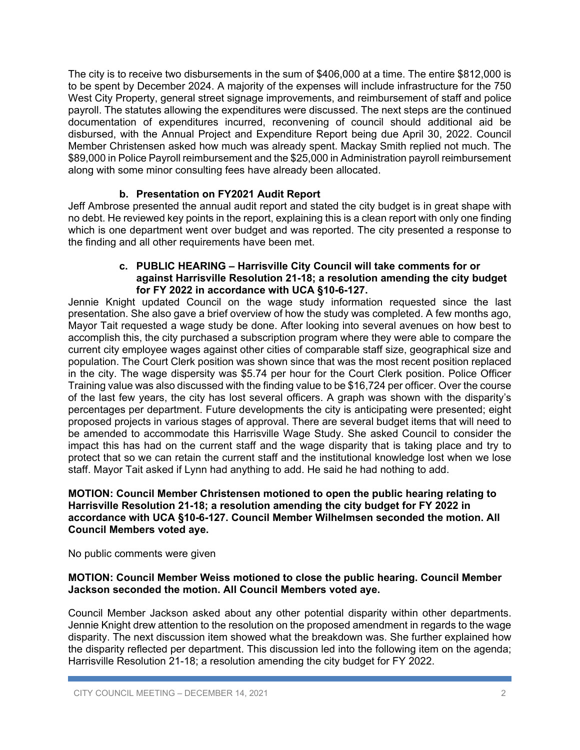The city is to receive two disbursements in the sum of $406,000 at a time. The entire $812,000 is to be spent by December 2024. A majority of the expenses will include infrastructure for the 750 West City Property, general street signage improvements, and reimbursement of staff and police payroll. The statutes allowing the expenditures were discussed. The next steps are the continued documentation of expenditures incurred, reconvening of council should additional aid be disbursed, with the Annual Project and Expenditure Report being due April 30, 2022. Council Member Christensen asked how much was already spent. Mackay Smith replied not much. The $89,000 in Police Payroll reimbursement and the $25,000 in Administration payroll reimbursement along with some minor consulting fees have already been allocated.

**b. Presentation on FY2021 Audit Report**

Jeff Ambrose presented the annual audit report and stated the city budget is in great shape with no debt. He reviewed key points in the report, explaining this is a clean report with only one finding which is one department went over budget and was reported. The city presented a response to the finding and all other requirements have been met.

**c. PUBLIC HEARING – Harrisville City Council will take comments for or against Harrisville Resolution 21-18; a resolution amending the city budget for FY 2022 in accordance with UCA §10-6-127.**

Jennie Knight updated Council on the wage study information requested since the last presentation. She also gave a brief overview of how the study was completed. A few months ago, Mayor Tait requested a wage study be done. After looking into several avenues on how best to accomplish this, the city purchased a subscription program where they were able to compare the current city employee wages against other cities of comparable staff size, geographical size and population. The Court Clerk position was shown since that was the most recent position replaced in the city. The wage dispersity was $5.74 per hour for the Court Clerk position. Police Officer Training value was also discussed with the finding value to be $16,724 per officer. Over the course of the last few years, the city has lost several officers. A graph was shown with the disparity's percentages per department. Future developments the city is anticipating were presented; eight proposed projects in various stages of approval. There are several budget items that will need to be amended to accommodate this Harrisville Wage Study. She asked Council to consider the impact this has had on the current staff and the wage disparity that is taking place and try to protect that so we can retain the current staff and the institutional knowledge lost when we lose staff. Mayor Tait asked if Lynn had anything to add. He said he had nothing to add.

**MOTION: Council Member Christensen motioned to open the public hearing relating to Harrisville Resolution 21-18; a resolution amending the city budget for FY 2022 in accordance with UCA §10-6-127. Council Member Wilhelmsen seconded the motion. All Council Members voted aye.**

No public comments were given

**MOTION: Council Member Weiss motioned to close the public hearing. Council Member Jackson seconded the motion. All Council Members voted aye.**

Council Member Jackson asked about any other potential disparity within other departments. Jennie Knight drew attention to the resolution on the proposed amendment in regards to the wage disparity. The next discussion item showed what the breakdown was. She further explained how the disparity reflected per department. This discussion led into the following item on the agenda; Harrisville Resolution 21-18; a resolution amending the city budget for FY 2022.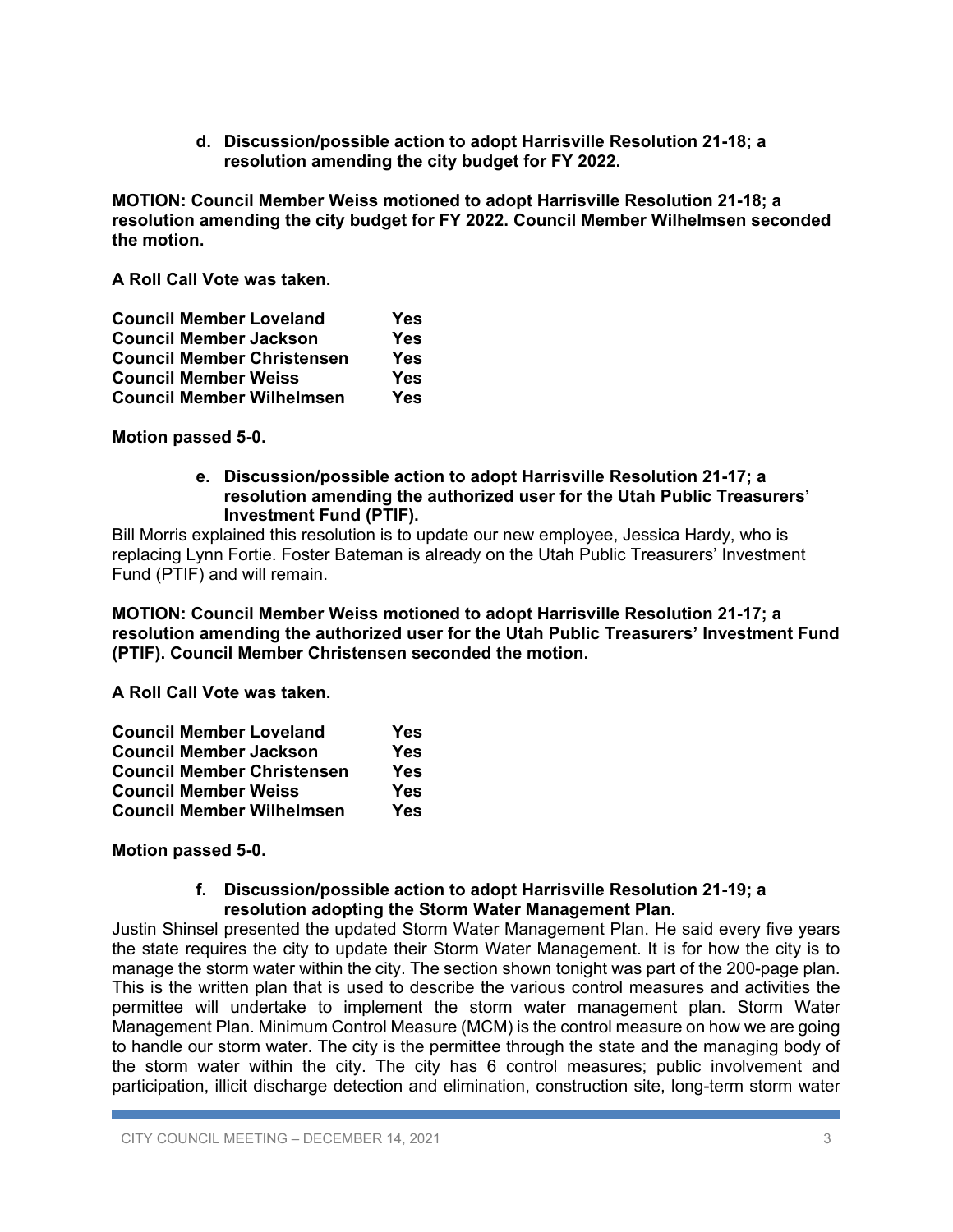**d. Discussion/possible action to adopt Harrisville Resolution 21-18; a resolution amending the city budget for FY 2022.**

**MOTION: Council Member Weiss motioned to adopt Harrisville Resolution 21-18; a resolution amending the city budget for FY 2022. Council Member Wilhelmsen seconded the motion.**

**A Roll Call Vote was taken.**

| | |
|---|---|
| **Council Member Loveland** | **Yes** |
| **Council Member Jackson** | **Yes** |
| **Council Member Christensen** | **Yes** |
| **Council Member Weiss** | **Yes** |
| **Council Member Wilhelmsen** | **Yes** |

**Motion passed 5-0.**

**e. Discussion/possible action to adopt Harrisville Resolution 21-17; a resolution amending the authorized user for the Utah Public Treasurers' Investment Fund (PTIF).**

Bill Morris explained this resolution is to update our new employee, Jessica Hardy, who is replacing Lynn Fortie. Foster Bateman is already on the Utah Public Treasurers' Investment Fund (PTIF) and will remain.

**MOTION: Council Member Weiss motioned to adopt Harrisville Resolution 21-17; a resolution amending the authorized user for the Utah Public Treasurers' Investment Fund (PTIF). Council Member Christensen seconded the motion.**

**A Roll Call Vote was taken.**

| | |
|---|---|
| **Council Member Loveland** | **Yes** |
| **Council Member Jackson** | **Yes** |
| **Council Member Christensen** | **Yes** |
| **Council Member Weiss** | **Yes** |
| **Council Member Wilhelmsen** | **Yes** |

**Motion passed 5-0.**

**f. Discussion/possible action to adopt Harrisville Resolution 21-19; a resolution adopting the Storm Water Management Plan.**

Justin Shinsel presented the updated Storm Water Management Plan. He said every five years the state requires the city to update their Storm Water Management. It is for how the city is to manage the storm water within the city. The section shown tonight was part of the 200-page plan. This is the written plan that is used to describe the various control measures and activities the permittee will undertake to implement the storm water management plan. Storm Water Management Plan. Minimum Control Measure (MCM) is the control measure on how we are going to handle our storm water. The city is the permittee through the state and the managing body of the storm water within the city. The city has 6 control measures; public involvement and participation, illicit discharge detection and elimination, construction site, long-term storm water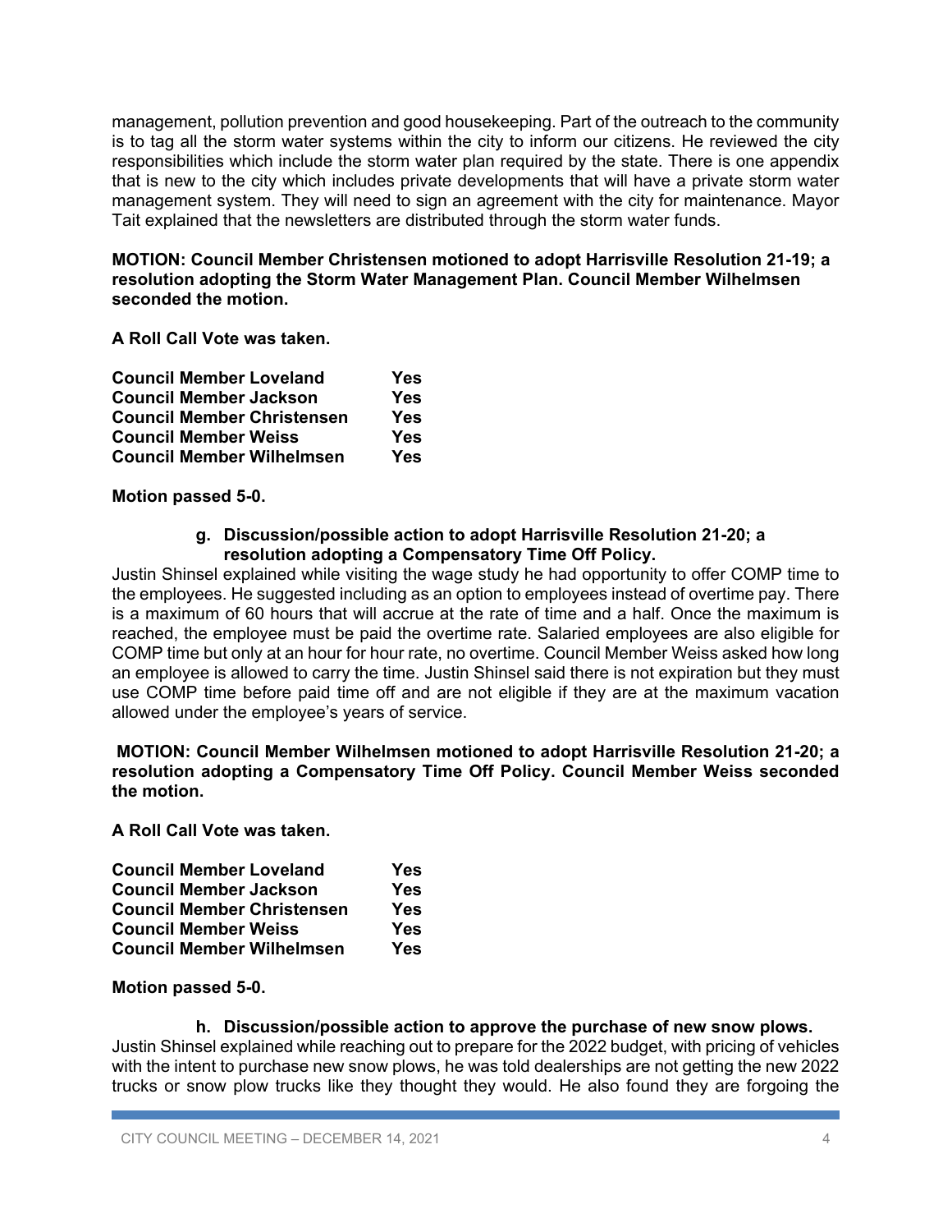management, pollution prevention and good housekeeping. Part of the outreach to the community is to tag all the storm water systems within the city to inform our citizens. He reviewed the city responsibilities which include the storm water plan required by the state. There is one appendix that is new to the city which includes private developments that will have a private storm water management system. They will need to sign an agreement with the city for maintenance. Mayor Tait explained that the newsletters are distributed through the storm water funds.

**MOTION: Council Member Christensen motioned to adopt Harrisville Resolution 21-19; a resolution adopting the Storm Water Management Plan. Council Member Wilhelmsen seconded the motion.**

**A Roll Call Vote was taken.**

| | |
|---|---|
| **Council Member Loveland** | **Yes** |
| **Council Member Jackson** | **Yes** |
| **Council Member Christensen** | **Yes** |
| **Council Member Weiss** | **Yes** |
| **Council Member Wilhelmsen** | **Yes** |

**Motion passed 5-0.**

**g. Discussion/possible action to adopt Harrisville Resolution 21-20; a resolution adopting a Compensatory Time Off Policy.**

Justin Shinsel explained while visiting the wage study he had opportunity to offer COMP time to the employees. He suggested including as an option to employees instead of overtime pay. There is a maximum of 60 hours that will accrue at the rate of time and a half. Once the maximum is reached, the employee must be paid the overtime rate. Salaried employees are also eligible for COMP time but only at an hour for hour rate, no overtime. Council Member Weiss asked how long an employee is allowed to carry the time. Justin Shinsel said there is not expiration but they must use COMP time before paid time off and are not eligible if they are at the maximum vacation allowed under the employee's years of service.

**MOTION: Council Member Wilhelmsen motioned to adopt Harrisville Resolution 21-20; a resolution adopting a Compensatory Time Off Policy. Council Member Weiss seconded the motion.**

**A Roll Call Vote was taken.**

| | |
|---|---|
| **Council Member Loveland** | **Yes** |
| **Council Member Jackson** | **Yes** |
| **Council Member Christensen** | **Yes** |
| **Council Member Weiss** | **Yes** |
| **Council Member Wilhelmsen** | **Yes** |

**Motion passed 5-0.**

**h. Discussion/possible action to approve the purchase of new snow plows.**

Justin Shinsel explained while reaching out to prepare for the 2022 budget, with pricing of vehicles with the intent to purchase new snow plows, he was told dealerships are not getting the new 2022 trucks or snow plow trucks like they thought they would. He also found they are forgoing the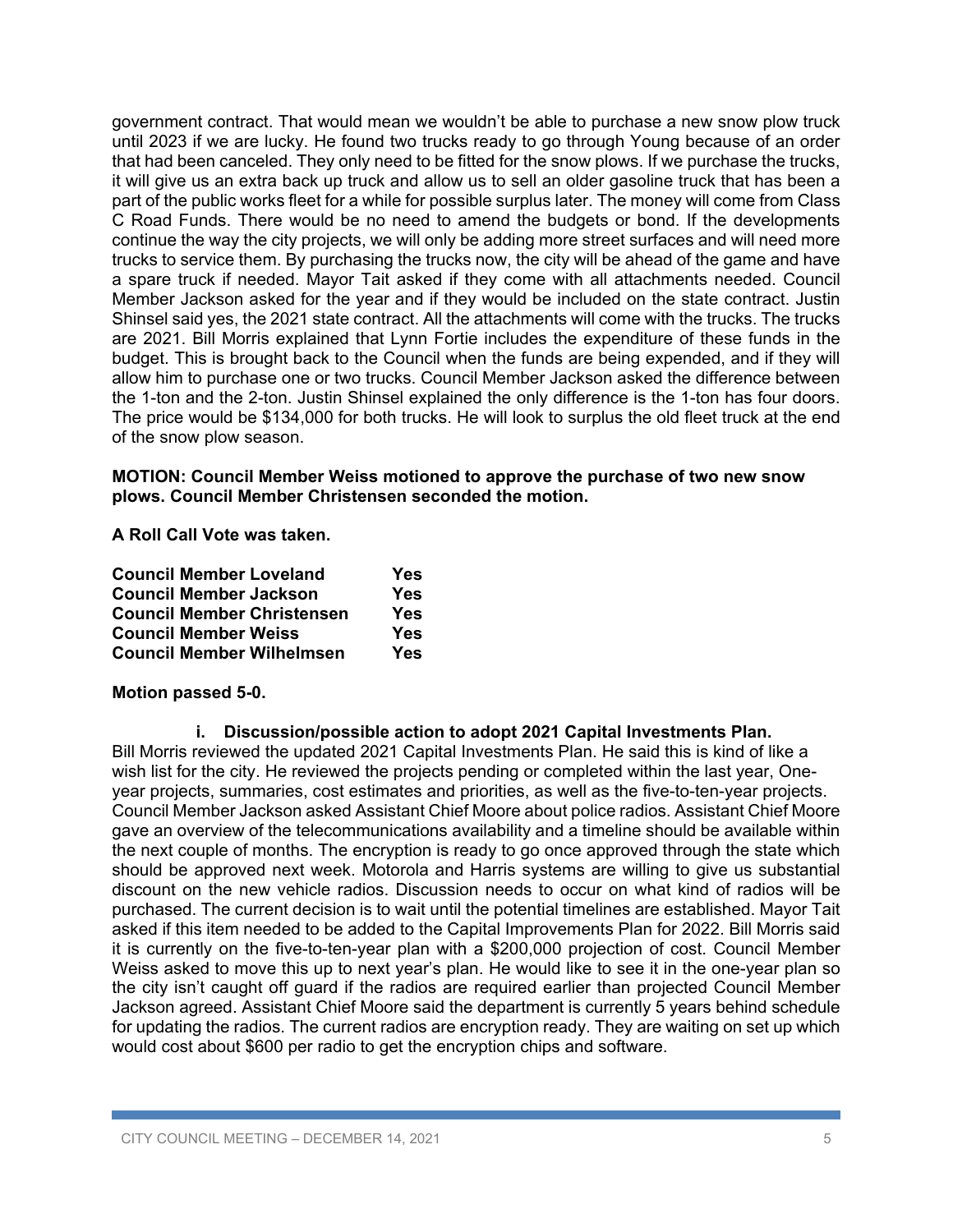government contract. That would mean we wouldn't be able to purchase a new snow plow truck until 2023 if we are lucky. He found two trucks ready to go through Young because of an order that had been canceled. They only need to be fitted for the snow plows. If we purchase the trucks, it will give us an extra back up truck and allow us to sell an older gasoline truck that has been a part of the public works fleet for a while for possible surplus later. The money will come from Class C Road Funds. There would be no need to amend the budgets or bond. If the developments continue the way the city projects, we will only be adding more street surfaces and will need more trucks to service them. By purchasing the trucks now, the city will be ahead of the game and have a spare truck if needed. Mayor Tait asked if they come with all attachments needed. Council Member Jackson asked for the year and if they would be included on the state contract. Justin Shinsel said yes, the 2021 state contract. All the attachments will come with the trucks. The trucks are 2021. Bill Morris explained that Lynn Fortie includes the expenditure of these funds in the budget. This is brought back to the Council when the funds are being expended, and if they will allow him to purchase one or two trucks. Council Member Jackson asked the difference between the 1-ton and the 2-ton. Justin Shinsel explained the only difference is the 1-ton has four doors. The price would be $134,000 for both trucks. He will look to surplus the old fleet truck at the end of the snow plow season.

**MOTION: Council Member Weiss motioned to approve the purchase of two new snow plows. Council Member Christensen seconded the motion.**

**A Roll Call Vote was taken.**

| | |
|---|---|
| **Council Member Loveland** | **Yes** |
| **Council Member Jackson** | **Yes** |
| **Council Member Christensen** | **Yes** |
| **Council Member Weiss** | **Yes** |
| **Council Member Wilhelmsen** | **Yes** |

**Motion passed 5-0.**

**i. Discussion/possible action to adopt 2021 Capital Investments Plan.**

Bill Morris reviewed the updated 2021 Capital Investments Plan. He said this is kind of like a wish list for the city. He reviewed the projects pending or completed within the last year, One-year projects, summaries, cost estimates and priorities, as well as the five-to-ten-year projects. Council Member Jackson asked Assistant Chief Moore about police radios. Assistant Chief Moore gave an overview of the telecommunications availability and a timeline should be available within the next couple of months. The encryption is ready to go once approved through the state which should be approved next week. Motorola and Harris systems are willing to give us substantial discount on the new vehicle radios. Discussion needs to occur on what kind of radios will be purchased. The current decision is to wait until the potential timelines are established. Mayor Tait asked if this item needed to be added to the Capital Improvements Plan for 2022. Bill Morris said it is currently on the five-to-ten-year plan with a $200,000 projection of cost. Council Member Weiss asked to move this up to next year's plan. He would like to see it in the one-year plan so the city isn't caught off guard if the radios are required earlier than projected Council Member Jackson agreed. Assistant Chief Moore said the department is currently 5 years behind schedule for updating the radios. The current radios are encryption ready. They are waiting on set up which would cost about $600 per radio to get the encryption chips and software.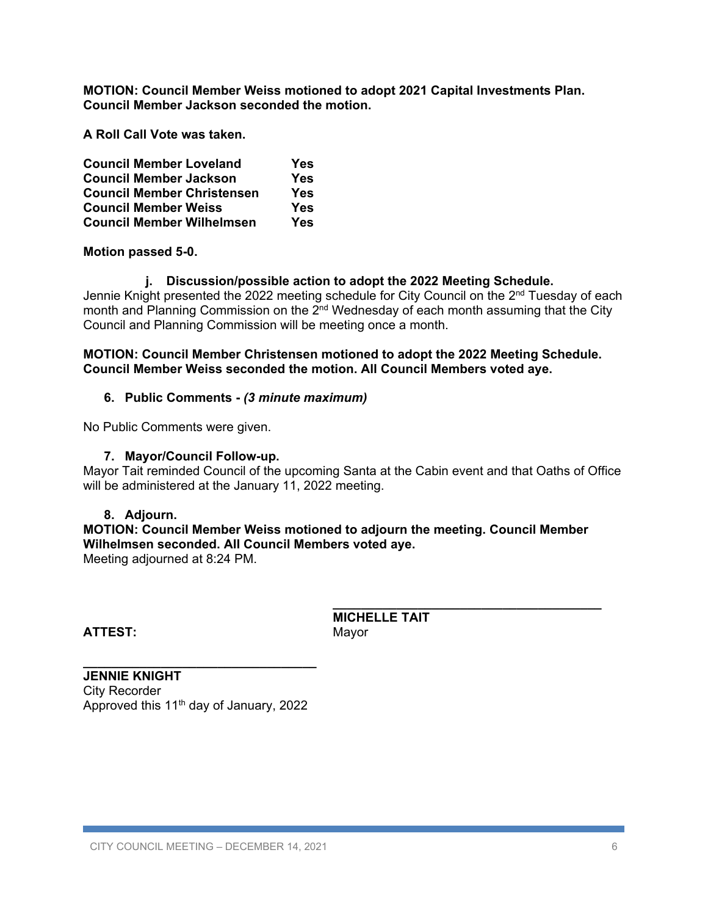**MOTION: Council Member Weiss motioned to adopt 2021 Capital Investments Plan. Council Member Jackson seconded the motion.**

**A Roll Call Vote was taken.**

| | |
|---|---|
| **Council Member Loveland** | **Yes** |
| **Council Member Jackson** | **Yes** |
| **Council Member Christensen** | **Yes** |
| **Council Member Weiss** | **Yes** |
| **Council Member Wilhelmsen** | **Yes** |

**Motion passed 5-0.**

**j. Discussion/possible action to adopt the 2022 Meeting Schedule.**

Jennie Knight presented the 2022 meeting schedule for City Council on the 2nd Tuesday of each month and Planning Commission on the 2nd Wednesday of each month assuming that the City Council and Planning Commission will be meeting once a month.

**MOTION: Council Member Christensen motioned to adopt the 2022 Meeting Schedule. Council Member Weiss seconded the motion. All Council Members voted aye.**

**6. Public Comments -** ***(3 minute maximum)***

No Public Comments were given.

**7. Mayor/Council Follow-up.**

Mayor Tait reminded Council of the upcoming Santa at the Cabin event and that Oaths of Office will be administered at the January 11, 2022 meeting.

**8. Adjourn.**

**MOTION: Council Member Weiss motioned to adjourn the meeting. Council Member Wilhelmsen seconded. All Council Members voted aye.**

Meeting adjourned at 8:24 PM.

\_\_\_\_\_\_\_\_\_\_\_\_\_\_\_\_\_\_\_\_\_\_\_\_\_\_\_\_\_\_\_\_\_\_\_\_\_\_\_\_

**MICHELLE TAIT**
Mayor

**ATTEST:**

\_\_\_\_\_\_\_\_\_\_\_\_\_\_\_\_\_\_\_\_\_\_\_\_\_\_\_\_\_\_\_\_\_\_

**JENNIE KNIGHT**
City Recorder
Approved this 11th day of January, 2022